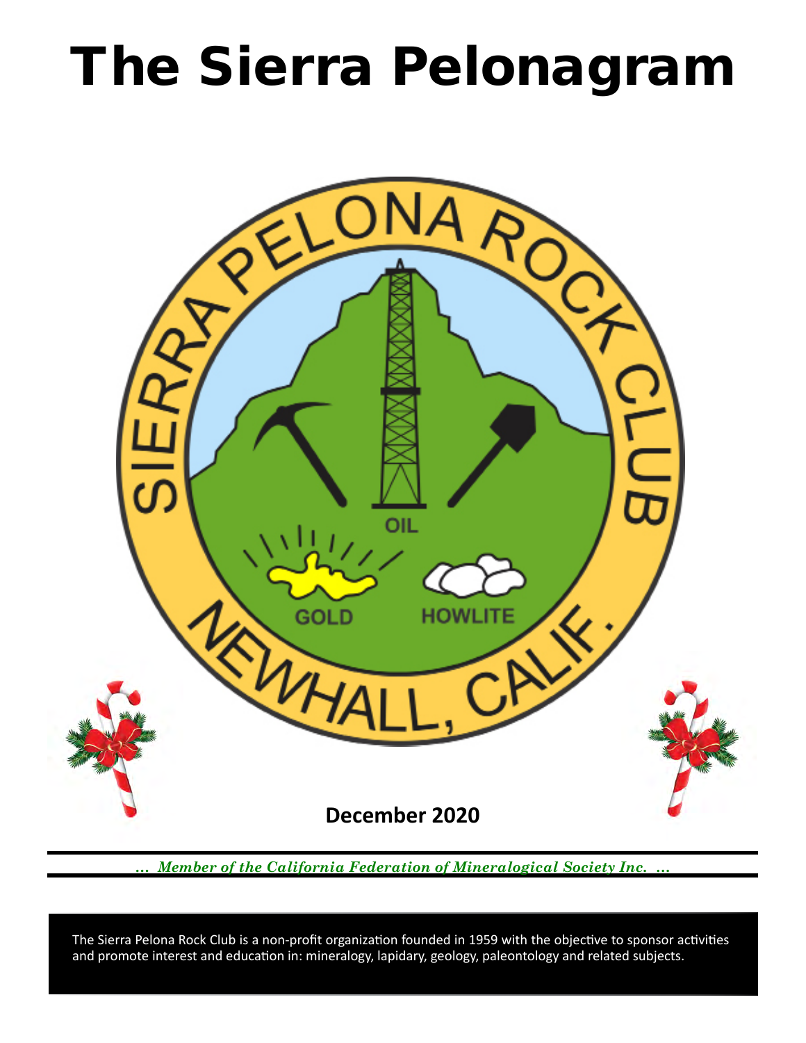# The Sierra Pelonagram

**December 2020**

*... Member of the California Federation of Mineralogical Society Inc. ...*

The Sierra Pelona Rock Club is a non-profit organization founded in 1959 with the objective to sponsor activities and promote interest and education in: mineralogy, lapidary, geology, paleontology and related subjects.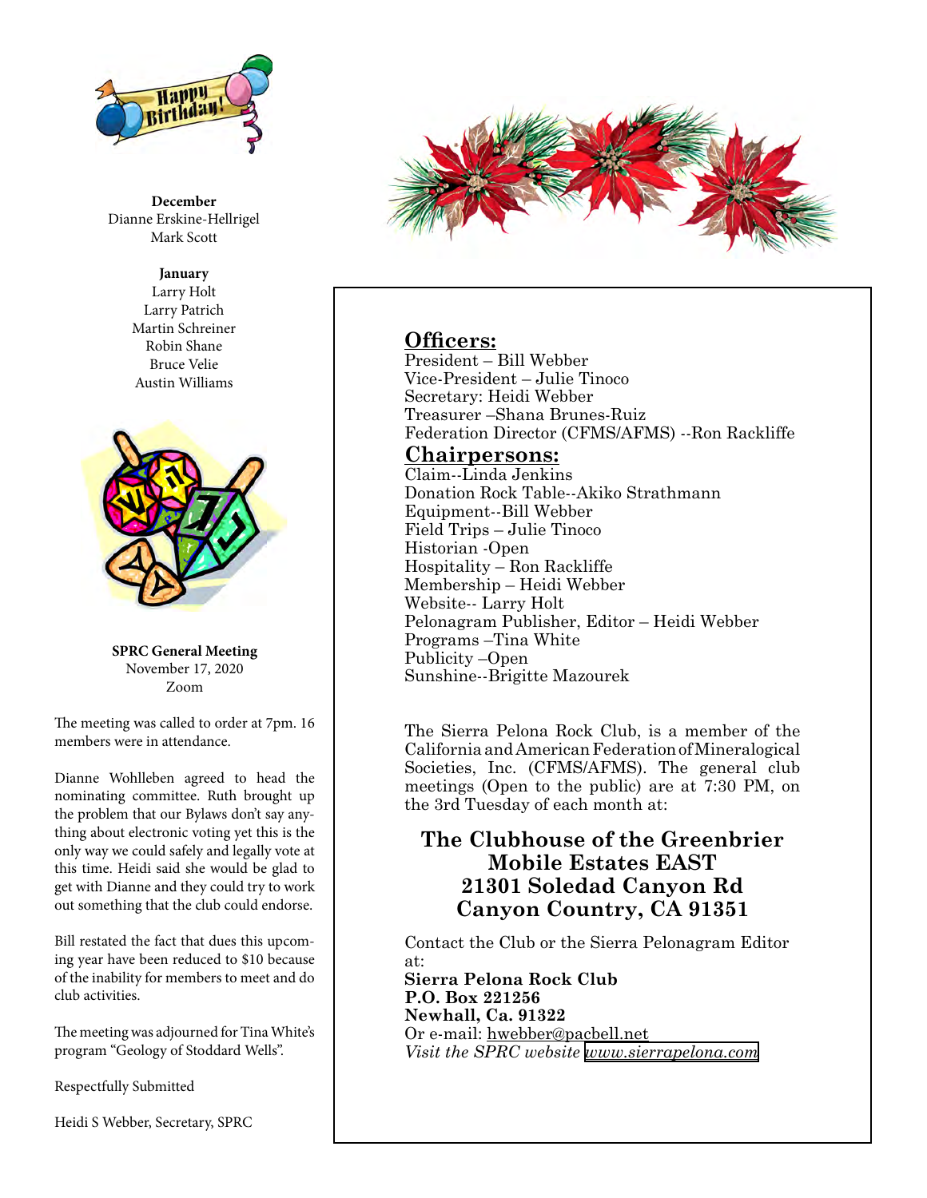**December**
Dianne Erskine-Hellrigel
Mark Scott

**January**
Larry Holt
Larry Patrich
Martin Schreiner
Robin Shane
Bruce Velie
Austin Williams

**SPRC General Meeting**
November 17, 2020
Zoom

The meeting was called to order at 7pm. 16 members were in attendance.

Dianne Wohlleben agreed to head the nominating committee. Ruth brought up the problem that our Bylaws don't say anything about electronic voting yet this is the only way we could safely and legally vote at this time. Heidi said she would be glad to get with Dianne and they could try to work out something that the club could endorse.

Bill restated the fact that dues this upcoming year have been reduced to $10 because of the inability for members to meet and do club activities.

The meeting was adjourned for Tina White's program "Geology of Stoddard Wells".

Respectfully Submitted

Heidi S Webber, Secretary, SPRC

## Officers:

President – Bill Webber
Vice-President – Julie Tinoco
Secretary: Heidi Webber
Treasurer –Shana Brunes-Ruiz
Federation Director (CFMS/AFMS) --Ron Rackliffe

## Chairpersons:

Claim--Linda Jenkins
Donation Rock Table--Akiko Strathmann
Equipment--Bill Webber
Field Trips – Julie Tinoco
Historian -Open
Hospitality – Ron Rackliffe
Membership – Heidi Webber
Website-- Larry Holt
Pelonagram Publisher, Editor – Heidi Webber
Programs –Tina White
Publicity –Open
Sunshine--Brigitte Mazourek

The Sierra Pelona Rock Club, is a member of the California and American Federation of Mineralogical Societies, Inc. (CFMS/AFMS). The general club meetings (Open to the public) are at 7:30 PM, on the 3rd Tuesday of each month at:

**The Clubhouse of the Greenbrier Mobile Estates EAST**
**21301 Soledad Canyon Rd**
**Canyon Country, CA 91351**

Contact the Club or the Sierra Pelonagram Editor at:
**Sierra Pelona Rock Club**
**P.O. Box 221256**
**Newhall, Ca. 91322**
Or e-mail: hwebber@pacbell.net
*Visit the SPRC website www.sierrapelona.com*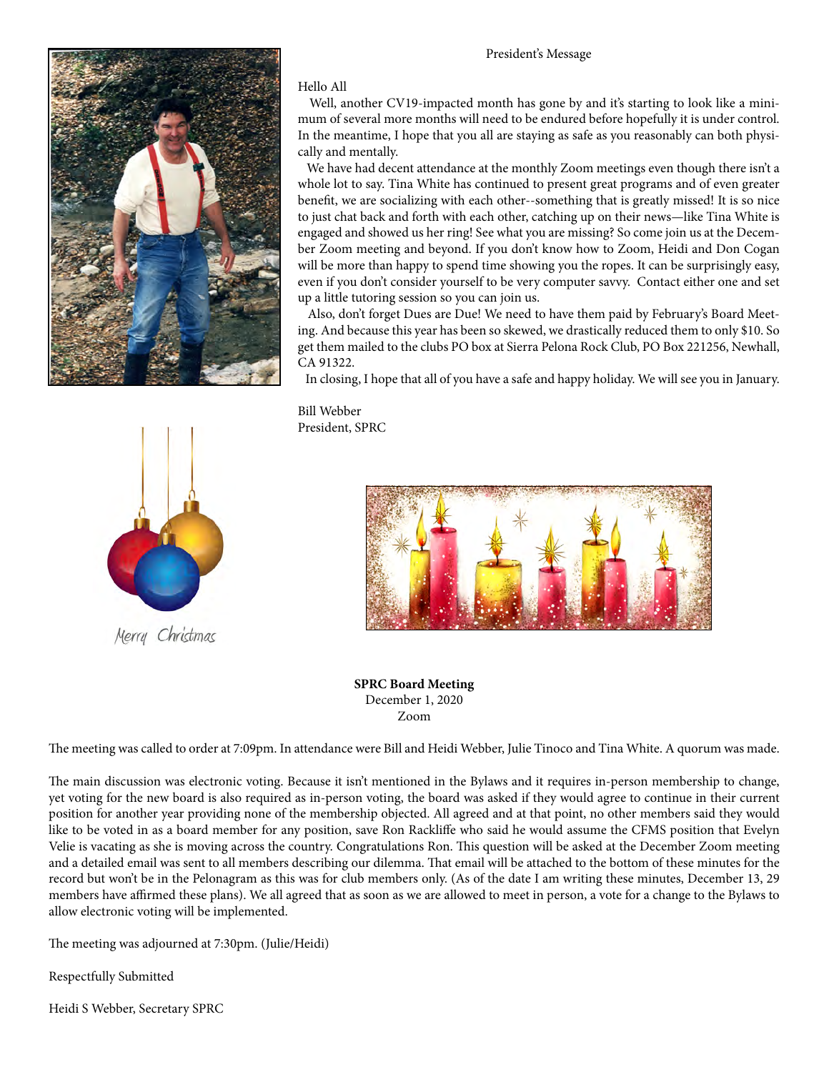## President's Message

Hello All

Well, another CV19-impacted month has gone by and it's starting to look like a minimum of several more months will need to be endured before hopefully it is under control. In the meantime, I hope that you all are staying as safe as you reasonably can both physically and mentally.

We have had decent attendance at the monthly Zoom meetings even though there isn't a whole lot to say. Tina White has continued to present great programs and of even greater benefit, we are socializing with each other--something that is greatly missed! It is so nice to just chat back and forth with each other, catching up on their news—like Tina White is engaged and showed us her ring! See what you are missing? So come join us at the December Zoom meeting and beyond. If you don't know how to Zoom, Heidi and Don Cogan will be more than happy to spend time showing you the ropes. It can be surprisingly easy, even if you don't consider yourself to be very computer savvy. Contact either one and set up a little tutoring session so you can join us.

Also, don't forget Dues are Due! We need to have them paid by February's Board Meeting. And because this year has been so skewed, we drastically reduced them to only $10. So get them mailed to the clubs PO box at Sierra Pelona Rock Club, PO Box 221256, Newhall, CA 91322.

In closing, I hope that all of you have a safe and happy holiday. We will see you in January.

Bill Webber
President, SPRC

Merry Christmas

**SPRC Board Meeting**
December 1, 2020
Zoom

The meeting was called to order at 7:09pm. In attendance were Bill and Heidi Webber, Julie Tinoco and Tina White. A quorum was made.

The main discussion was electronic voting. Because it isn't mentioned in the Bylaws and it requires in-person membership to change, yet voting for the new board is also required as in-person voting, the board was asked if they would agree to continue in their current position for another year providing none of the membership objected. All agreed and at that point, no other members said they would like to be voted in as a board member for any position, save Ron Rackliffe who said he would assume the CFMS position that Evelyn Velie is vacating as she is moving across the country. Congratulations Ron. This question will be asked at the December Zoom meeting and a detailed email was sent to all members describing our dilemma. That email will be attached to the bottom of these minutes for the record but won't be in the Pelonagram as this was for club members only. (As of the date I am writing these minutes, December 13, 29 members have affirmed these plans). We all agreed that as soon as we are allowed to meet in person, a vote for a change to the Bylaws to allow electronic voting will be implemented.

The meeting was adjourned at 7:30pm. (Julie/Heidi)

Respectfully Submitted

Heidi S Webber, Secretary SPRC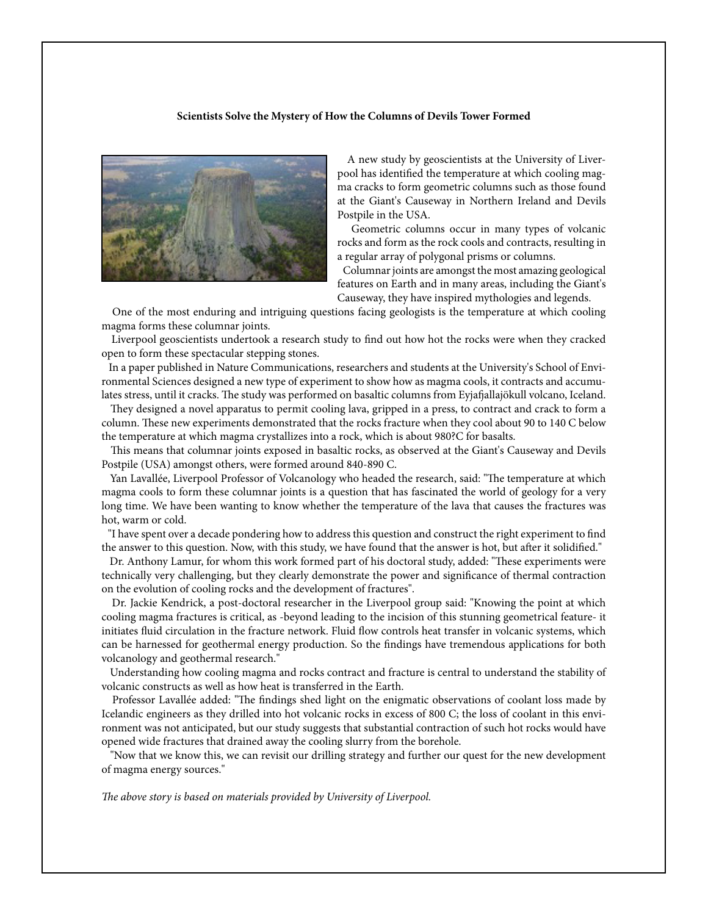**Scientists Solve the Mystery of How the Columns of Devils Tower Formed**

A new study by geoscientists at the University of Liverpool has identified the temperature at which cooling magma cracks to form geometric columns such as those found at the Giant's Causeway in Northern Ireland and Devils Postpile in the USA.

Geometric columns occur in many types of volcanic rocks and form as the rock cools and contracts, resulting in a regular array of polygonal prisms or columns.

Columnar joints are amongst the most amazing geological features on Earth and in many areas, including the Giant's Causeway, they have inspired mythologies and legends.

One of the most enduring and intriguing questions facing geologists is the temperature at which cooling magma forms these columnar joints.

Liverpool geoscientists undertook a research study to find out how hot the rocks were when they cracked open to form these spectacular stepping stones.

In a paper published in Nature Communications, researchers and students at the University's School of Environmental Sciences designed a new type of experiment to show how as magma cools, it contracts and accumulates stress, until it cracks. The study was performed on basaltic columns from Eyjafjallajökull volcano, Iceland.

They designed a novel apparatus to permit cooling lava, gripped in a press, to contract and crack to form a column. These new experiments demonstrated that the rocks fracture when they cool about 90 to 140 C below the temperature at which magma crystallizes into a rock, which is about 980?C for basalts.

This means that columnar joints exposed in basaltic rocks, as observed at the Giant's Causeway and Devils Postpile (USA) amongst others, were formed around 840-890 C.

Yan Lavallée, Liverpool Professor of Volcanology who headed the research, said: "The temperature at which magma cools to form these columnar joints is a question that has fascinated the world of geology for a very long time. We have been wanting to know whether the temperature of the lava that causes the fractures was hot, warm or cold.

"I have spent over a decade pondering how to address this question and construct the right experiment to find the answer to this question. Now, with this study, we have found that the answer is hot, but after it solidified."

Dr. Anthony Lamur, for whom this work formed part of his doctoral study, added: "These experiments were technically very challenging, but they clearly demonstrate the power and significance of thermal contraction on the evolution of cooling rocks and the development of fractures".

Dr. Jackie Kendrick, a post-doctoral researcher in the Liverpool group said: "Knowing the point at which cooling magma fractures is critical, as -beyond leading to the incision of this stunning geometrical feature- it initiates fluid circulation in the fracture network. Fluid flow controls heat transfer in volcanic systems, which can be harnessed for geothermal energy production. So the findings have tremendous applications for both volcanology and geothermal research."

Understanding how cooling magma and rocks contract and fracture is central to understand the stability of volcanic constructs as well as how heat is transferred in the Earth.

Professor Lavallée added: "The findings shed light on the enigmatic observations of coolant loss made by Icelandic engineers as they drilled into hot volcanic rocks in excess of 800 C; the loss of coolant in this environment was not anticipated, but our study suggests that substantial contraction of such hot rocks would have opened wide fractures that drained away the cooling slurry from the borehole.

"Now that we know this, we can revisit our drilling strategy and further our quest for the new development of magma energy sources."

*The above story is based on materials provided by University of Liverpool.*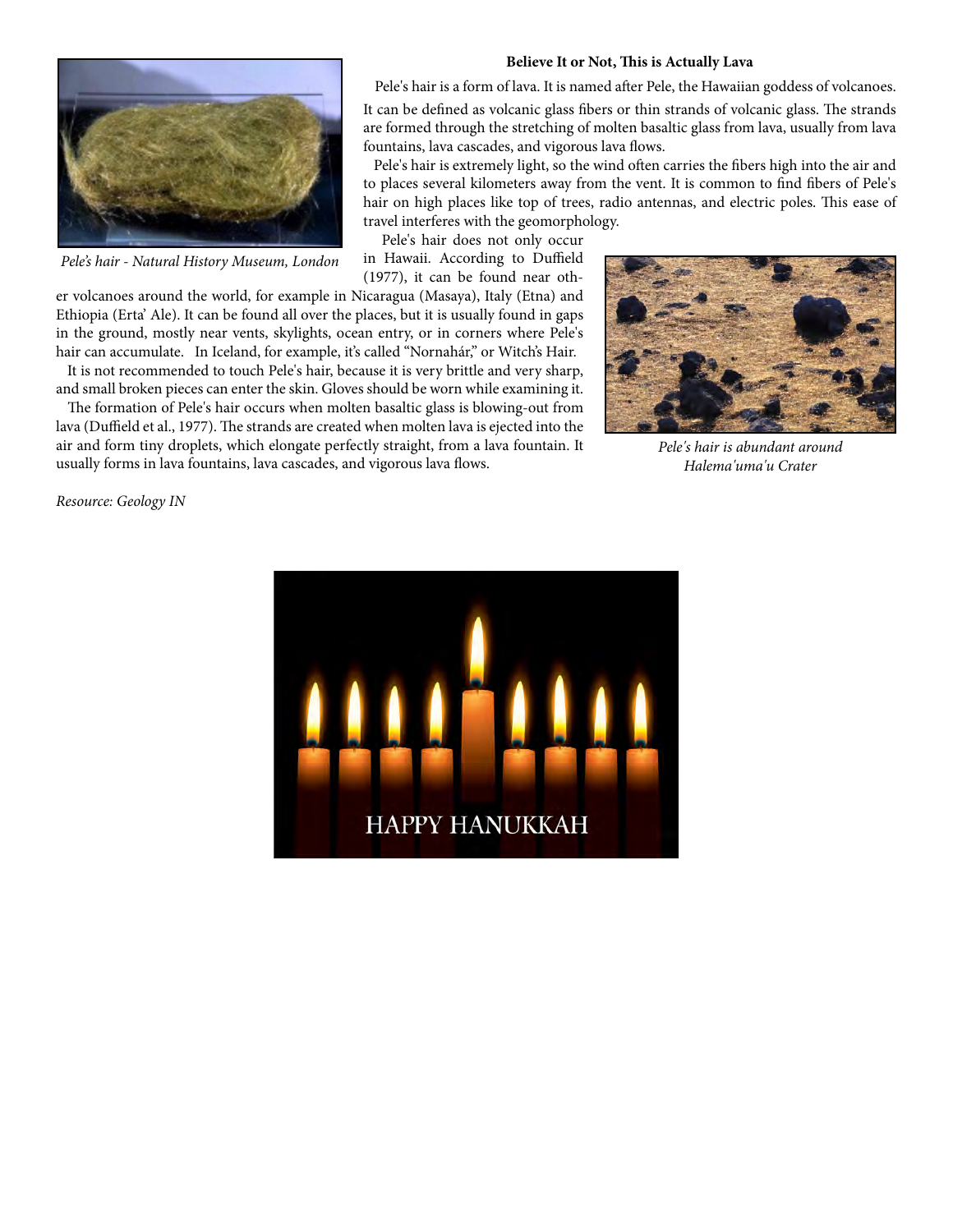## Believe It or Not, This is Actually Lava

Pele's hair is a form of lava. It is named after Pele, the Hawaiian goddess of volcanoes. It can be defined as volcanic glass fibers or thin strands of volcanic glass. The strands are formed through the stretching of molten basaltic glass from lava, usually from lava fountains, lava cascades, and vigorous lava flows.

Pele's hair is extremely light, so the wind often carries the fibers high into the air and to places several kilometers away from the vent. It is common to find fibers of Pele's hair on high places like top of trees, radio antennas, and electric poles. This ease of travel interferes with the geomorphology.

*Pele's hair - Natural History Museum, London*

Pele's hair does not only occur in Hawaii. According to Duffield (1977), it can be found near other volcanoes around the world, for example in Nicaragua (Masaya), Italy (Etna) and Ethiopia (Erta' Ale). It can be found all over the places, but it is usually found in gaps in the ground, mostly near vents, skylights, ocean entry, or in corners where Pele's hair can accumulate. In Iceland, for example, it's called "Nornahár," or Witch's Hair.

It is not recommended to touch Pele's hair, because it is very brittle and very sharp, and small broken pieces can enter the skin. Gloves should be worn while examining it.

The formation of Pele's hair occurs when molten basaltic glass is blowing-out from lava (Duffield et al., 1977). The strands are created when molten lava is ejected into the air and form tiny droplets, which elongate perfectly straight, from a lava fountain. It usually forms in lava fountains, lava cascades, and vigorous lava flows.

*Pele's hair is abundant around Halema'uma'u Crater*

*Resource: Geology IN*

HAPPY HANUKKAH